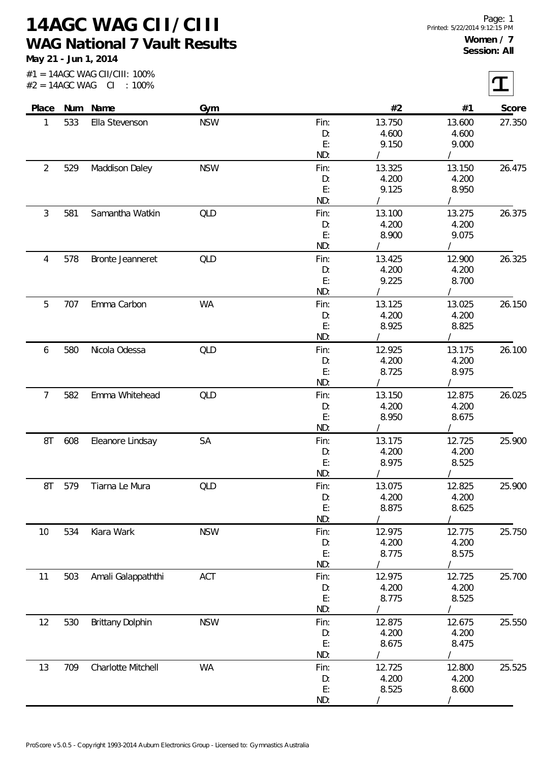# 14AGC WAG CII/CIII

## WAG National 7 Vault Results

**May 21 - Jun 1, 2014**

#1 = 14AGC WAG CII/CIII: 100%
#2 = 14AGC WAG CI : 100%

Page: 1
Printed: 5/22/2014 9:12:15 PM

**Women / 7**
**Session: All**

| Place | Num | Name | Gym | | #2 | #1 | Score |
|---|---|---|---|---|---|---|---|
| 1 | 533 | Ella Stevenson | NSW | Fin: | 13.750 | 13.600 | 27.350 |
| | | | | D: | 4.600 | 4.600 | |
| | | | | E: | 9.150 | 9.000 | |
| | | | | ND: | / | / | |
| 2 | 529 | Maddison Daley | NSW | Fin: | 13.325 | 13.150 | 26.475 |
| | | | | D: | 4.200 | 4.200 | |
| | | | | E: | 9.125 | 8.950 | |
| | | | | ND: | / | / | |
| 3 | 581 | Samantha Watkin | QLD | Fin: | 13.100 | 13.275 | 26.375 |
| | | | | D: | 4.200 | 4.200 | |
| | | | | E: | 8.900 | 9.075 | |
| | | | | ND: | / | / | |
| 4 | 578 | Bronte Jeanneret | QLD | Fin: | 13.425 | 12.900 | 26.325 |
| | | | | D: | 4.200 | 4.200 | |
| | | | | E: | 9.225 | 8.700 | |
| | | | | ND: | / | / | |
| 5 | 707 | Emma Carbon | WA | Fin: | 13.125 | 13.025 | 26.150 |
| | | | | D: | 4.200 | 4.200 | |
| | | | | E: | 8.925 | 8.825 | |
| | | | | ND: | / | / | |
| 6 | 580 | Nicola Odessa | QLD | Fin: | 12.925 | 13.175 | 26.100 |
| | | | | D: | 4.200 | 4.200 | |
| | | | | E: | 8.725 | 8.975 | |
| | | | | ND: | / | / | |
| 7 | 582 | Emma Whitehead | QLD | Fin: | 13.150 | 12.875 | 26.025 |
| | | | | D: | 4.200 | 4.200 | |
| | | | | E: | 8.950 | 8.675 | |
| | | | | ND: | / | / | |
| 8T | 608 | Eleanore Lindsay | SA | Fin: | 13.175 | 12.725 | 25.900 |
| | | | | D: | 4.200 | 4.200 | |
| | | | | E: | 8.975 | 8.525 | |
| | | | | ND: | / | / | |
| 8T | 579 | Tiarna Le Mura | QLD | Fin: | 13.075 | 12.825 | 25.900 |
| | | | | D: | 4.200 | 4.200 | |
| | | | | E: | 8.875 | 8.625 | |
| | | | | ND: | / | / | |
| 10 | 534 | Kiara Wark | NSW | Fin: | 12.975 | 12.775 | 25.750 |
| | | | | D: | 4.200 | 4.200 | |
| | | | | E: | 8.775 | 8.575 | |
| | | | | ND: | / | / | |
| 11 | 503 | Amali Galappaththi | ACT | Fin: | 12.975 | 12.725 | 25.700 |
| | | | | D: | 4.200 | 4.200 | |
| | | | | E: | 8.775 | 8.525 | |
| | | | | ND: | / | / | |
| 12 | 530 | Brittany Dolphin | NSW | Fin: | 12.875 | 12.675 | 25.550 |
| | | | | D: | 4.200 | 4.200 | |
| | | | | E: | 8.675 | 8.475 | |
| | | | | ND: | / | / | |
| 13 | 709 | Charlotte Mitchell | WA | Fin: | 12.725 | 12.800 | 25.525 |
| | | | | D: | 4.200 | 4.200 | |
| | | | | E: | 8.525 | 8.600 | |
| | | | | ND: | / | / | |

ProScore v5.0.5 - Copyright 1993-2014 Auburn Electronics Group - Licensed to: Gymnastics Australia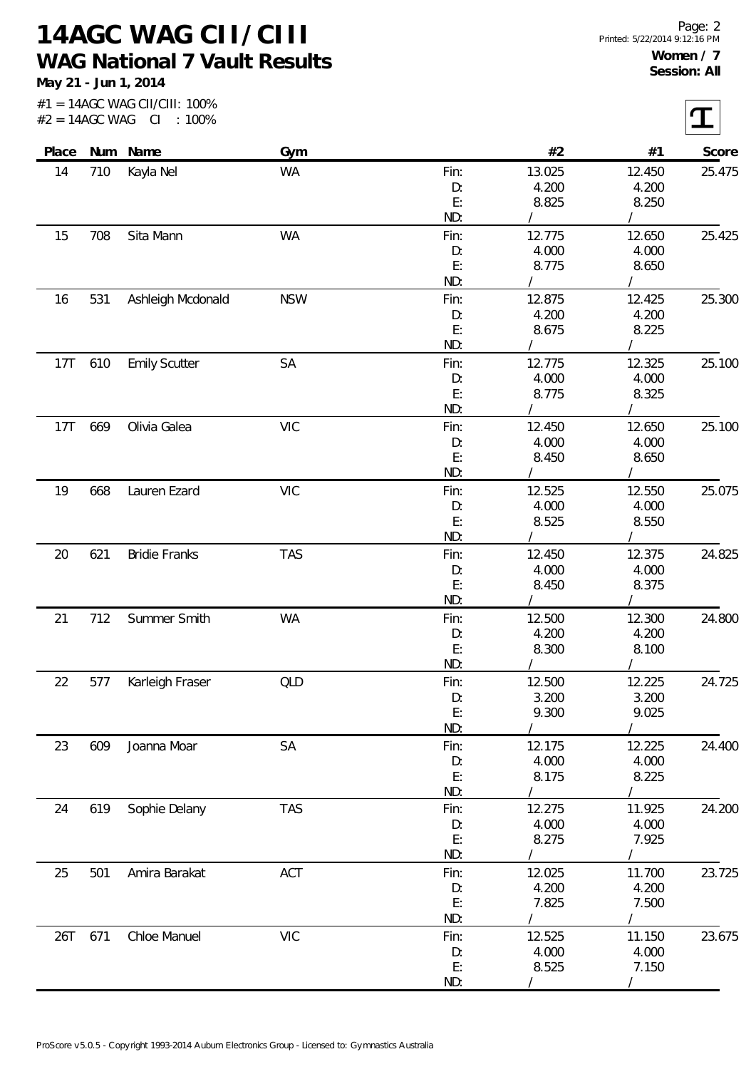# 14AGC WAG CII/CIII

## WAG National 7 Vault Results

**May 21 - Jun 1, 2014**

**Women / 7**
**Session: All**

#1 = 14AGC WAG CII/CIII: 100%
#2 = 14AGC WAG CI : 100%

| Place | Num | Name | Gym | | #2 | #1 | Score |
|---|---|---|---|---|---|---|---|
| 14 | 710 | Kayla Nel | WA | Fin: | 13.025 | 12.450 | 25.475 |
| | | | | D: | 4.200 | 4.200 | |
| | | | | E: | 8.825 | 8.250 | |
| | | | | ND: | / | / | |
| 15 | 708 | Sita Mann | WA | Fin: | 12.775 | 12.650 | 25.425 |
| | | | | D: | 4.000 | 4.000 | |
| | | | | E: | 8.775 | 8.650 | |
| | | | | ND: | / | / | |
| 16 | 531 | Ashleigh Mcdonald | NSW | Fin: | 12.875 | 12.425 | 25.300 |
| | | | | D: | 4.200 | 4.200 | |
| | | | | E: | 8.675 | 8.225 | |
| | | | | ND: | / | / | |
| 17T | 610 | Emily Scutter | SA | Fin: | 12.775 | 12.325 | 25.100 |
| | | | | D: | 4.000 | 4.000 | |
| | | | | E: | 8.775 | 8.325 | |
| | | | | ND: | / | / | |
| 17T | 669 | Olivia Galea | VIC | Fin: | 12.450 | 12.650 | 25.100 |
| | | | | D: | 4.000 | 4.000 | |
| | | | | E: | 8.450 | 8.650 | |
| | | | | ND: | / | / | |
| 19 | 668 | Lauren Ezard | VIC | Fin: | 12.525 | 12.550 | 25.075 |
| | | | | D: | 4.000 | 4.000 | |
| | | | | E: | 8.525 | 8.550 | |
| | | | | ND: | / | / | |
| 20 | 621 | Bridie Franks | TAS | Fin: | 12.450 | 12.375 | 24.825 |
| | | | | D: | 4.000 | 4.000 | |
| | | | | E: | 8.450 | 8.375 | |
| | | | | ND: | / | / | |
| 21 | 712 | Summer Smith | WA | Fin: | 12.500 | 12.300 | 24.800 |
| | | | | D: | 4.200 | 4.200 | |
| | | | | E: | 8.300 | 8.100 | |
| | | | | ND: | / | / | |
| 22 | 577 | Karleigh Fraser | QLD | Fin: | 12.500 | 12.225 | 24.725 |
| | | | | D: | 3.200 | 3.200 | |
| | | | | E: | 9.300 | 9.025 | |
| | | | | ND: | / | / | |
| 23 | 609 | Joanna Moar | SA | Fin: | 12.175 | 12.225 | 24.400 |
| | | | | D: | 4.000 | 4.000 | |
| | | | | E: | 8.175 | 8.225 | |
| | | | | ND: | / | / | |
| 24 | 619 | Sophie Delany | TAS | Fin: | 12.275 | 11.925 | 24.200 |
| | | | | D: | 4.000 | 4.000 | |
| | | | | E: | 8.275 | 7.925 | |
| | | | | ND: | / | / | |
| 25 | 501 | Amira Barakat | ACT | Fin: | 12.025 | 11.700 | 23.725 |
| | | | | D: | 4.200 | 4.200 | |
| | | | | E: | 7.825 | 7.500 | |
| | | | | ND: | / | / | |
| 26T | 671 | Chloe Manuel | VIC | Fin: | 12.525 | 11.150 | 23.675 |
| | | | | D: | 4.000 | 4.000 | |
| | | | | E: | 8.525 | 7.150 | |
| | | | | ND: | / | / | |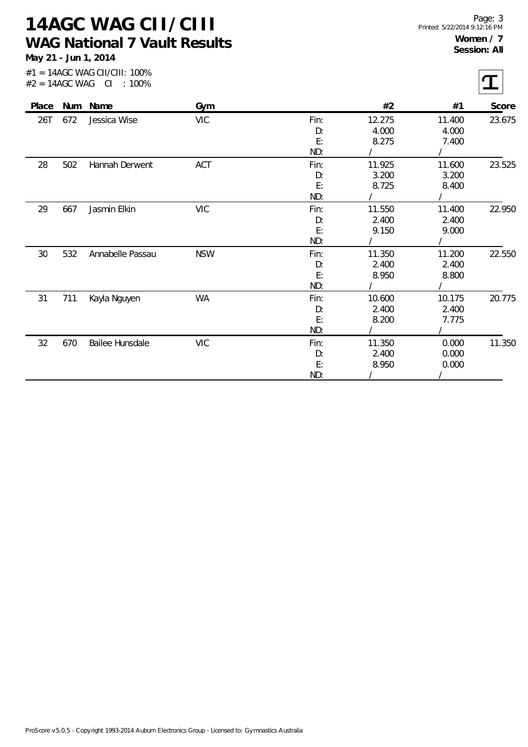# 14AGC WAG CII/CIII

## WAG National 7 Vault Results

**May 21 - Jun 1, 2014**

#1 = 14AGC WAG CII/CIII: 100%
#2 = 14AGC WAG CI : 100%

**Women / 7**
**Session: All**

| Place | Num | Name | Gym | | #2 | #1 | Score |
|---|---|---|---|---|---|---|---|
| 26T | 672 | Jessica Wise | VIC | Fin: | 12.275 | 11.400 | 23.675 |
| | | | | D: | 4.000 | 4.000 | |
| | | | | E: | 8.275 | 7.400 | |
| | | | | ND: | / | / | |
| 28 | 502 | Hannah Derwent | ACT | Fin: | 11.925 | 11.600 | 23.525 |
| | | | | D: | 3.200 | 3.200 | |
| | | | | E: | 8.725 | 8.400 | |
| | | | | ND: | / | / | |
| 29 | 667 | Jasmin Elkin | VIC | Fin: | 11.550 | 11.400 | 22.950 |
| | | | | D: | 2.400 | 2.400 | |
| | | | | E: | 9.150 | 9.000 | |
| | | | | ND: | / | / | |
| 30 | 532 | Annabelle Passau | NSW | Fin: | 11.350 | 11.200 | 22.550 |
| | | | | D: | 2.400 | 2.400 | |
| | | | | E: | 8.950 | 8.800 | |
| | | | | ND: | / | / | |
| 31 | 711 | Kayla Nguyen | WA | Fin: | 10.600 | 10.175 | 20.775 |
| | | | | D: | 2.400 | 2.400 | |
| | | | | E: | 8.200 | 7.775 | |
| | | | | ND: | / | / | |
| 32 | 670 | Bailee Hunsdale | VIC | Fin: | 11.350 | 0.000 | 11.350 |
| | | | | D: | 2.400 | 0.000 | |
| | | | | E: | 8.950 | 0.000 | |
| | | | | ND: | / | / | |

ProScore v5.0.5 - Copyright 1993-2014 Auburn Electronics Group - Licensed to: Gymnastics Australia